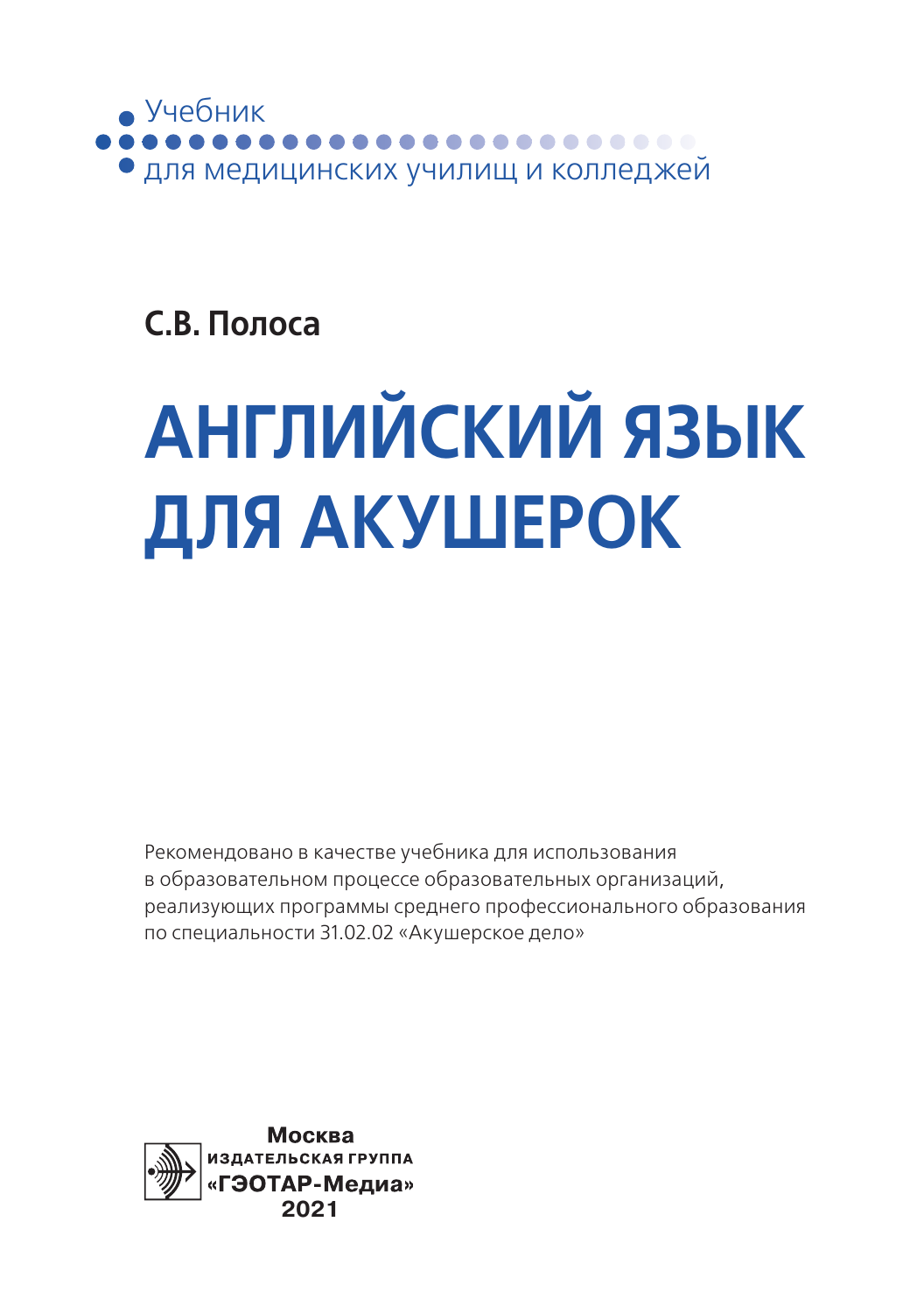Учебник
для медицинских училищ и колледжей

**С.В. Полоса**

# АНГЛИЙСКИЙ ЯЗЫК ДЛЯ АКУШЕРОК

Рекомендовано в качестве учебника для использования в образовательном процессе образовательных организаций, реализующих программы среднего профессионального образования по специальности 31.02.02 «Акушерское дело»

**Москва**
**ИЗДАТЕЛЬСКАЯ ГРУППА**
**«ГЭОТАР-Медиа»**
**2021**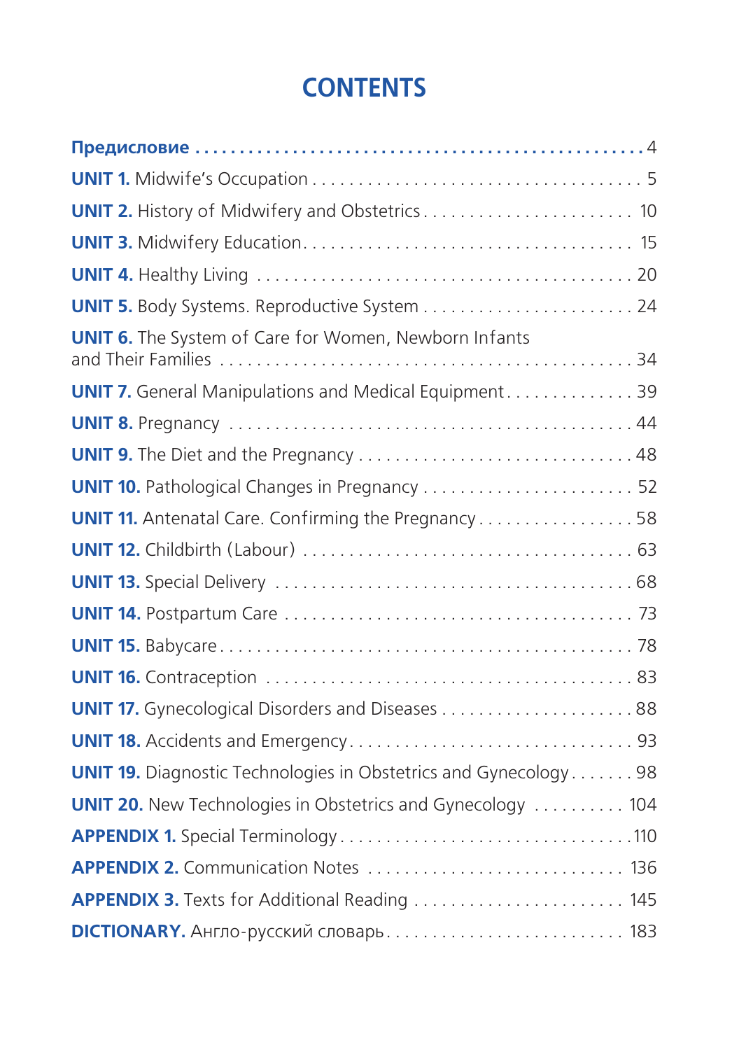# CONTENTS

**Предисловие** . . . . . . . . . . . . . . . . . . . . . . . . . . . . . . . . . . . . . . . . . . . . . . . 4

**UNIT 1.** Midwife's Occupation . . . . . . . . . . . . . . . . . . . . . . . . . . . . . . . . . . . 5

**UNIT 2.** History of Midwifery and Obstetrics . . . . . . . . . . . . . . . . . . . . . . . 10

**UNIT 3.** Midwifery Education. . . . . . . . . . . . . . . . . . . . . . . . . . . . . . . . . . 15

**UNIT 4.** Healthy Living . . . . . . . . . . . . . . . . . . . . . . . . . . . . . . . . . . . . . . 20

**UNIT 5.** Body Systems. Reproductive System . . . . . . . . . . . . . . . . . . . . . . 24

**UNIT 6.** The System of Care for Women, Newborn Infants and Their Families . . . . . . . . . . . . . . . . . . . . . . . . . . . . . . . . . . . . . . . . . 34

**UNIT 7.** General Manipulations and Medical Equipment. . . . . . . . . . . . . . 39

**UNIT 8.** Pregnancy . . . . . . . . . . . . . . . . . . . . . . . . . . . . . . . . . . . . . . . . 44

**UNIT 9.** The Diet and the Pregnancy . . . . . . . . . . . . . . . . . . . . . . . . . . . . 48

**UNIT 10.** Pathological Changes in Pregnancy . . . . . . . . . . . . . . . . . . . . . . 52

**UNIT 11.** Antenatal Care. Confirming the Pregnancy . . . . . . . . . . . . . . . . . 58

**UNIT 12.** Childbirth (Labour) . . . . . . . . . . . . . . . . . . . . . . . . . . . . . . . . . . 63

**UNIT 13.** Special Delivery . . . . . . . . . . . . . . . . . . . . . . . . . . . . . . . . . . . . 68

**UNIT 14.** Postpartum Care . . . . . . . . . . . . . . . . . . . . . . . . . . . . . . . . . . . . 73

**UNIT 15.** Babycare. . . . . . . . . . . . . . . . . . . . . . . . . . . . . . . . . . . . . . . . . 78

**UNIT 16.** Contraception . . . . . . . . . . . . . . . . . . . . . . . . . . . . . . . . . . . . . 83

**UNIT 17.** Gynecological Disorders and Diseases . . . . . . . . . . . . . . . . . . . . 88

**UNIT 18.** Accidents and Emergency. . . . . . . . . . . . . . . . . . . . . . . . . . . . . 93

**UNIT 19.** Diagnostic Technologies in Obstetrics and Gynecology . . . . . . . 98

**UNIT 20.** New Technologies in Obstetrics and Gynecology . . . . . . . . . . 104

**APPENDIX 1.** Special Terminology. . . . . . . . . . . . . . . . . . . . . . . . . . . . . . 110

**APPENDIX 2.** Communication Notes . . . . . . . . . . . . . . . . . . . . . . . . . . . 136

**APPENDIX 3.** Texts for Additional Reading . . . . . . . . . . . . . . . . . . . . . . . 145

**DICTIONARY.** Англо-русский словарь. . . . . . . . . . . . . . . . . . . . . . . . . . 183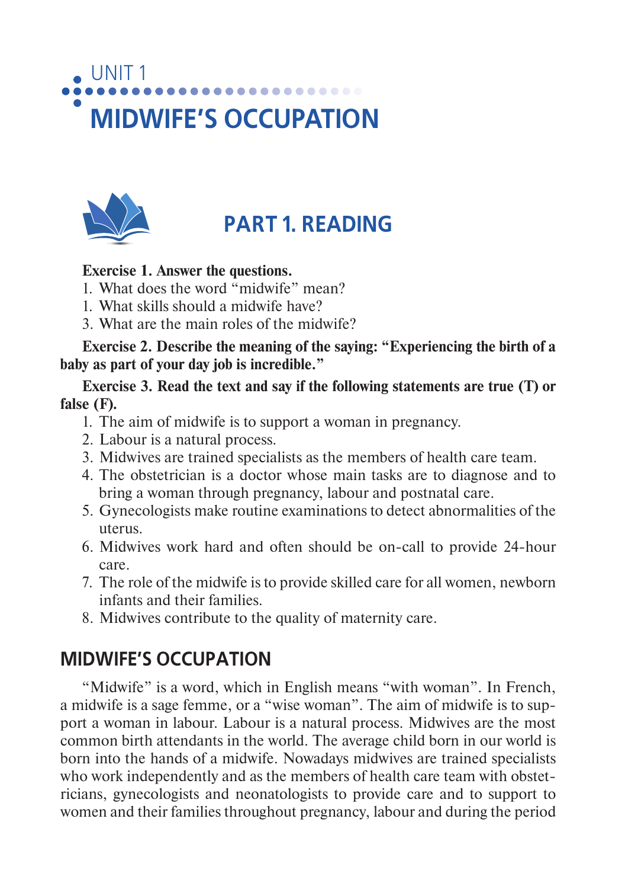# UNIT 1

# MIDWIFE'S OCCUPATION

## PART 1. READING

**Exercise 1. Answer the questions.**

1. What does the word "midwife" mean?
1. What skills should a midwife have?
3. What are the main roles of the midwife?

**Exercise 2. Describe the meaning of the saying: "Experiencing the birth of a baby as part of your day job is incredible."**

**Exercise 3. Read the text and say if the following statements are true (T) or false (F).**

1. The aim of midwife is to support a woman in pregnancy.
2. Labour is a natural process.
3. Midwives are trained specialists as the members of health care team.
4. The obstetrician is a doctor whose main tasks are to diagnose and to bring a woman through pregnancy, labour and postnatal care.
5. Gynecologists make routine examinations to detect abnormalities of the uterus.
6. Midwives work hard and often should be on-call to provide 24-hour care.
7. The role of the midwife is to provide skilled care for all women, newborn infants and their families.
8. Midwives contribute to the quality of maternity care.

## MIDWIFE'S OCCUPATION

"Midwife" is a word, which in English means "with woman". In French, a midwife is a sage femme, or a "wise woman". The aim of midwife is to support a woman in labour. Labour is a natural process. Midwives are the most common birth attendants in the world. The average child born in our world is born into the hands of a midwife. Nowadays midwives are trained specialists who work independently and as the members of health care team with obstetricians, gynecologists and neonatologists to provide care and to support to women and their families throughout pregnancy, labour and during the period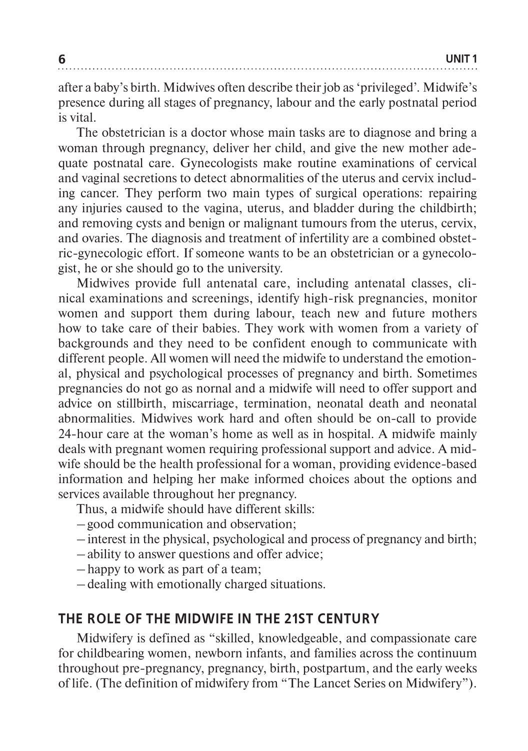after a baby's birth. Midwives often describe their job as 'privileged'. Midwife's presence during all stages of pregnancy, labour and the early postnatal period is vital.

The obstetrician is a doctor whose main tasks are to diagnose and bring a woman through pregnancy, deliver her child, and give the new mother adequate postnatal care. Gynecologists make routine examinations of cervical and vaginal secretions to detect abnormalities of the uterus and cervix including cancer. They perform two main types of surgical operations: repairing any injuries caused to the vagina, uterus, and bladder during the childbirth; and removing cysts and benign or malignant tumours from the uterus, cervix, and ovaries. The diagnosis and treatment of infertility are a combined obstetric-gynecologic effort. If someone wants to be an obstetrician or a gynecologist, he or she should go to the university.

Midwives provide full antenatal care, including antenatal classes, clinical examinations and screenings, identify high-risk pregnancies, monitor women and support them during labour, teach new and future mothers how to take care of their babies. They work with women from a variety of backgrounds and they need to be confident enough to communicate with different people. All women will need the midwife to understand the emotional, physical and psychological processes of pregnancy and birth. Sometimes pregnancies do not go as nornal and a midwife will need to offer support and advice on stillbirth, miscarriage, termination, neonatal death and neonatal abnormalities. Midwives work hard and often should be on-call to provide 24-hour care at the woman's home as well as in hospital. A midwife mainly deals with pregnant women requiring professional support and advice. A midwife should be the health professional for a woman, providing evidence-based information and helping her make informed choices about the options and services available throughout her pregnancy.

Thus, a midwife should have different skills:

– good communication and observation;
– interest in the physical, psychological and process of pregnancy and birth;
– ability to answer questions and offer advice;
– happy to work as part of a team;
– dealing with emotionally charged situations.

## THE ROLE OF THE MIDWIFE IN THE 21ST CENTURY

Midwifery is defined as "skilled, knowledgeable, and compassionate care for childbearing women, newborn infants, and families across the continuum throughout pre-pregnancy, pregnancy, birth, postpartum, and the early weeks of life. (The definition of midwifery from "The Lancet Series on Midwifery").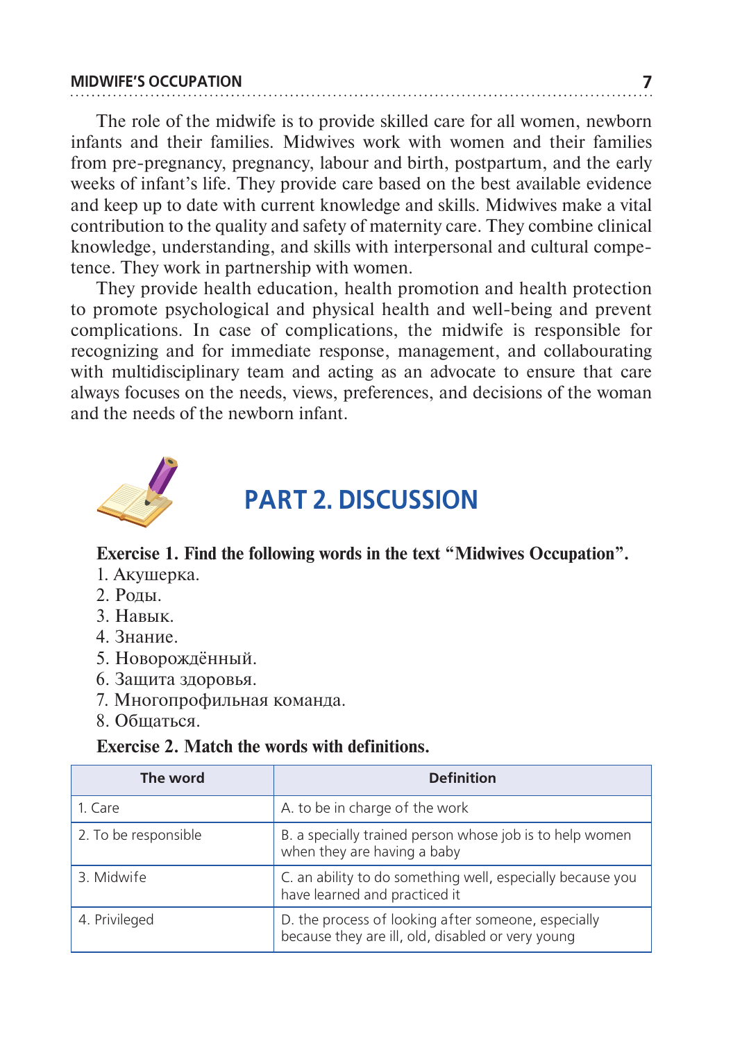The role of the midwife is to provide skilled care for all women, newborn infants and their families. Midwives work with women and their families from pre-pregnancy, pregnancy, labour and birth, postpartum, and the early weeks of infant's life. They provide care based on the best available evidence and keep up to date with current knowledge and skills. Midwives make a vital contribution to the quality and safety of maternity care. They combine clinical knowledge, understanding, and skills with interpersonal and cultural competence. They work in partnership with women.

They provide health education, health promotion and health protection to promote psychological and physical health and well-being and prevent complications. In case of complications, the midwife is responsible for recognizing and for immediate response, management, and collabourating with multidisciplinary team and acting as an advocate to ensure that care always focuses on the needs, views, preferences, and decisions of the woman and the needs of the newborn infant.

# PART 2. DISCUSSION

**Exercise 1. Find the following words in the text "Midwives Occupation".**

1. Акушерка.
2. Роды.
3. Навык.
4. Знание.
5. Новорождённый.
6. Защита здоровья.
7. Многопрофильная команда.
8. Общаться.

**Exercise 2. Match the words with definitions.**

| The word | Definition |
|---|---|
| 1. Care | A. to be in charge of the work |
| 2. To be responsible | B. a specially trained person whose job is to help women when they are having a baby |
| 3. Midwife | C. an ability to do something well, especially because you have learned and practiced it |
| 4. Privileged | D. the process of looking after someone, especially because they are ill, old, disabled or very young |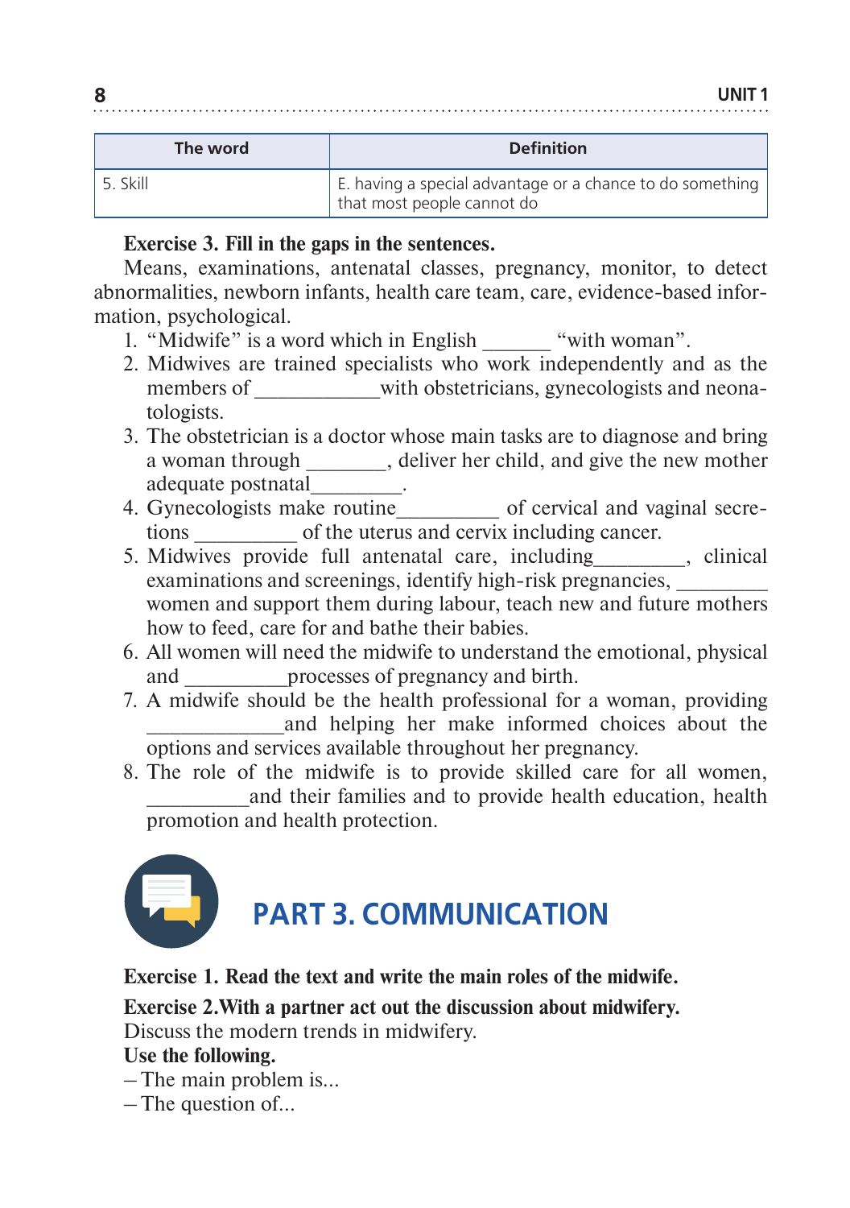| The word | Definition |
|---|---|
| 5. Skill | E. having a special advantage or a chance to do something that most people cannot do |

**Exercise 3. Fill in the gaps in the sentences.**

Means, examinations, antenatal classes, pregnancy, monitor, to detect abnormalities, newborn infants, health care team, care, evidence-based information, psychological.

1. "Midwife" is a word which in English _______ "with woman".
2. Midwives are trained specialists who work independently and as the members of ____________with obstetricians, gynecologists and neonatologists.
3. The obstetrician is a doctor whose main tasks are to diagnose and bring a woman through ________, deliver her child, and give the new mother adequate postnatal_________.
4. Gynecologists make routine__________ of cervical and vaginal secretions __________ of the uterus and cervix including cancer.
5. Midwives provide full antenatal care, including_________, clinical examinations and screenings, identify high-risk pregnancies, _________ women and support them during labour, teach new and future mothers how to feed, care for and bathe their babies.
6. All women will need the midwife to understand the emotional, physical and __________processes of pregnancy and birth.
7. A midwife should be the health professional for a woman, providing _____________and helping her make informed choices about the options and services available throughout her pregnancy.
8. The role of the midwife is to provide skilled care for all women, __________and their families and to provide health education, health promotion and health protection.

## PART 3. COMMUNICATION

**Exercise 1. Read the text and write the main roles of the midwife.**

**Exercise 2.With a partner act out the discussion about midwifery.**

Discuss the modern trends in midwifery.

**Use the following.**

– The main problem is...
– The question of...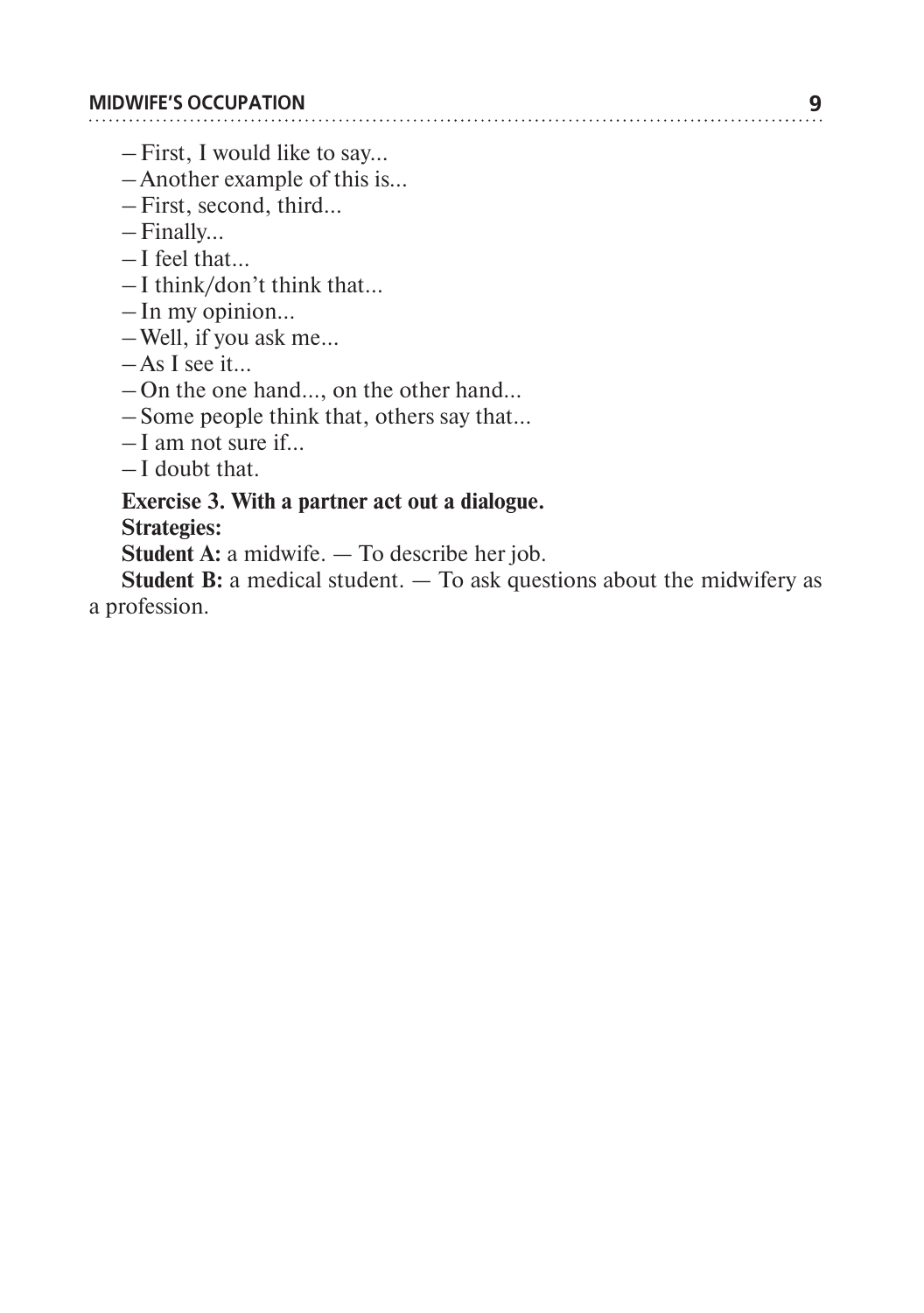– First, I would like to say...
– Another example of this is...
– First, second, third...
– Finally...
– I feel that...
– I think/don't think that...
– In my opinion...
– Well, if you ask me...
– As I see it...
– On the one hand..., on the other hand...
– Some people think that, others say that...
– I am not sure if...
– I doubt that.

**Exercise 3. With a partner act out a dialogue.**

**Strategies:**

**Student A:** a midwife. — To describe her job.

**Student B:** a medical student. — To ask questions about the midwifery as a profession.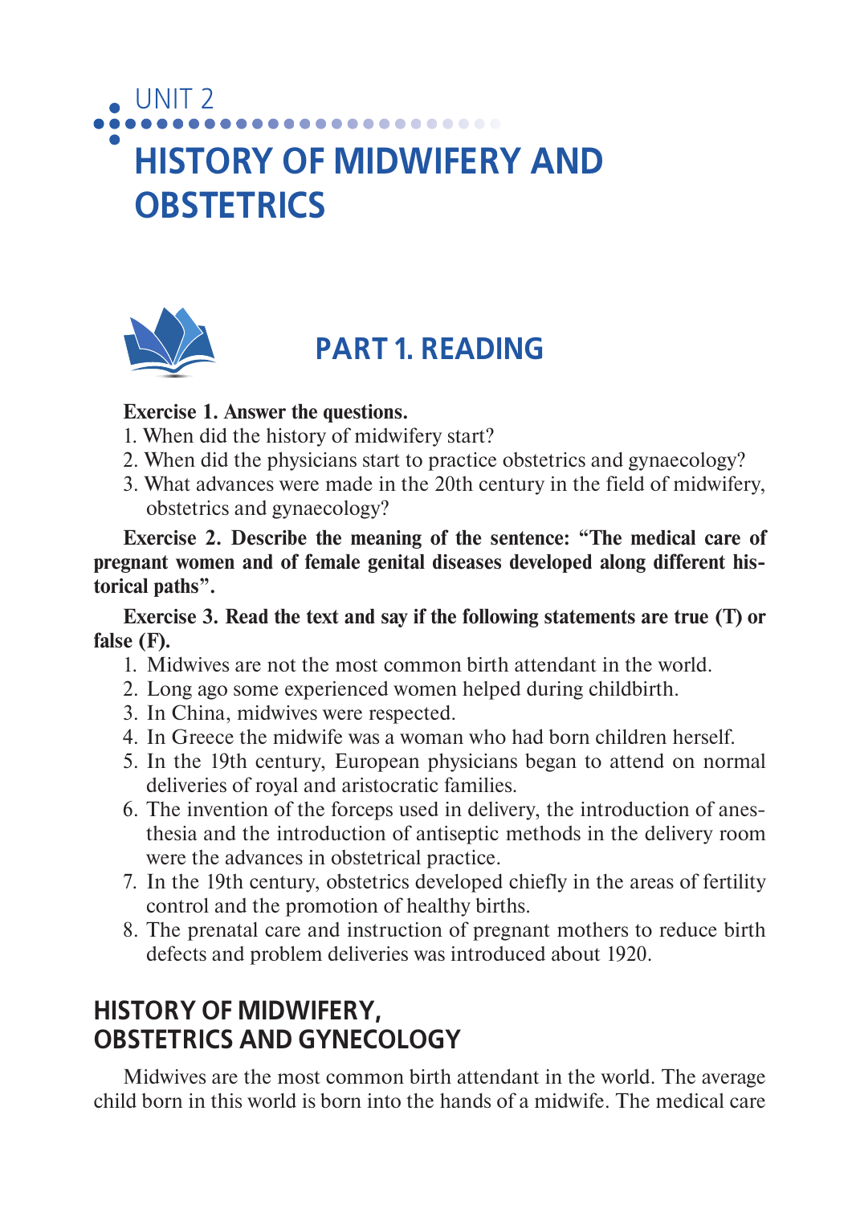# UNIT 2

# HISTORY OF MIDWIFERY AND OBSTETRICS

## PART 1. READING

**Exercise 1. Answer the questions.**

1. When did the history of midwifery start?
2. When did the physicians start to practice obstetrics and gynaecology?
3. What advances were made in the 20th century in the field of midwifery, obstetrics and gynaecology?

**Exercise 2. Describe the meaning of the sentence: "The medical care of pregnant women and of female genital diseases developed along different historical paths".**

**Exercise 3. Read the text and say if the following statements are true (T) or false (F).**

1. Midwives are not the most common birth attendant in the world.
2. Long ago some experienced women helped during childbirth.
3. In China, midwives were respected.
4. In Greece the midwife was a woman who had born children herself.
5. In the 19th century, European physicians began to attend on normal deliveries of royal and aristocratic families.
6. The invention of the forceps used in delivery, the introduction of anesthesia and the introduction of antiseptic methods in the delivery room were the advances in obstetrical practice.
7. In the 19th century, obstetrics developed chiefly in the areas of fertility control and the promotion of healthy births.
8. The prenatal care and instruction of pregnant mothers to reduce birth defects and problem deliveries was introduced about 1920.

## HISTORY OF MIDWIFERY, OBSTETRICS AND GYNECOLOGY

Midwives are the most common birth attendant in the world. The average child born in this world is born into the hands of a midwife. The medical care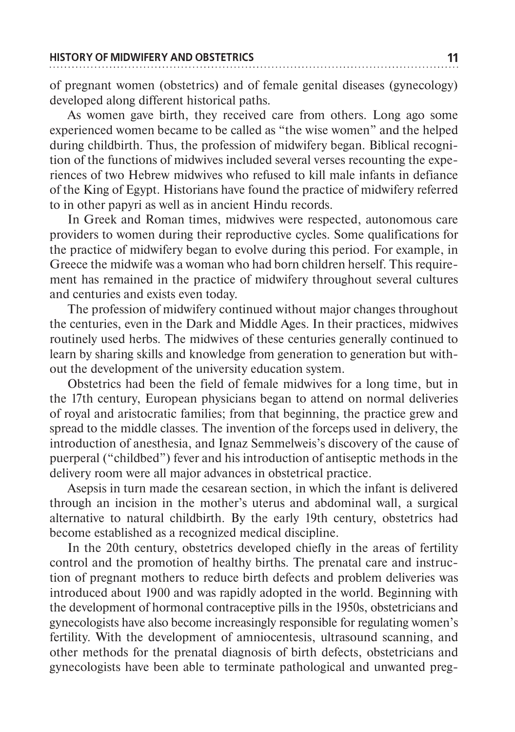of pregnant women (obstetrics) and of female genital diseases (gynecology) developed along different historical paths.

As women gave birth, they received care from others. Long ago some experienced women became to be called as "the wise women" and the helped during childbirth. Thus, the profession of midwifery began. Biblical recognition of the functions of midwives included several verses recounting the experiences of two Hebrew midwives who refused to kill male infants in defiance of the King of Egypt. Historians have found the practice of midwifery referred to in other papyri as well as in ancient Hindu records.

In Greek and Roman times, midwives were respected, autonomous care providers to women during their reproductive cycles. Some qualifications for the practice of midwifery began to evolve during this period. For example, in Greece the midwife was a woman who had born children herself. This requirement has remained in the practice of midwifery throughout several cultures and centuries and exists even today.

The profession of midwifery continued without major changes throughout the centuries, even in the Dark and Middle Ages. In their practices, midwives routinely used herbs. The midwives of these centuries generally continued to learn by sharing skills and knowledge from generation to generation but without the development of the university education system.

Obstetrics had been the field of female midwives for a long time, but in the 17th century, European physicians began to attend on normal deliveries of royal and aristocratic families; from that beginning, the practice grew and spread to the middle classes. The invention of the forceps used in delivery, the introduction of anesthesia, and Ignaz Semmelweis's discovery of the cause of puerperal ("childbed") fever and his introduction of antiseptic methods in the delivery room were all major advances in obstetrical practice.

Asepsis in turn made the cesarean section, in which the infant is delivered through an incision in the mother's uterus and abdominal wall, a surgical alternative to natural childbirth. By the early 19th century, obstetrics had become established as a recognized medical discipline.

In the 20th century, obstetrics developed chiefly in the areas of fertility control and the promotion of healthy births. The prenatal care and instruction of pregnant mothers to reduce birth defects and problem deliveries was introduced about 1900 and was rapidly adopted in the world. Beginning with the development of hormonal contraceptive pills in the 1950s, obstetricians and gynecologists have also become increasingly responsible for regulating women's fertility. With the development of amniocentesis, ultrasound scanning, and other methods for the prenatal diagnosis of birth defects, obstetricians and gynecologists have been able to terminate pathological and unwanted preg-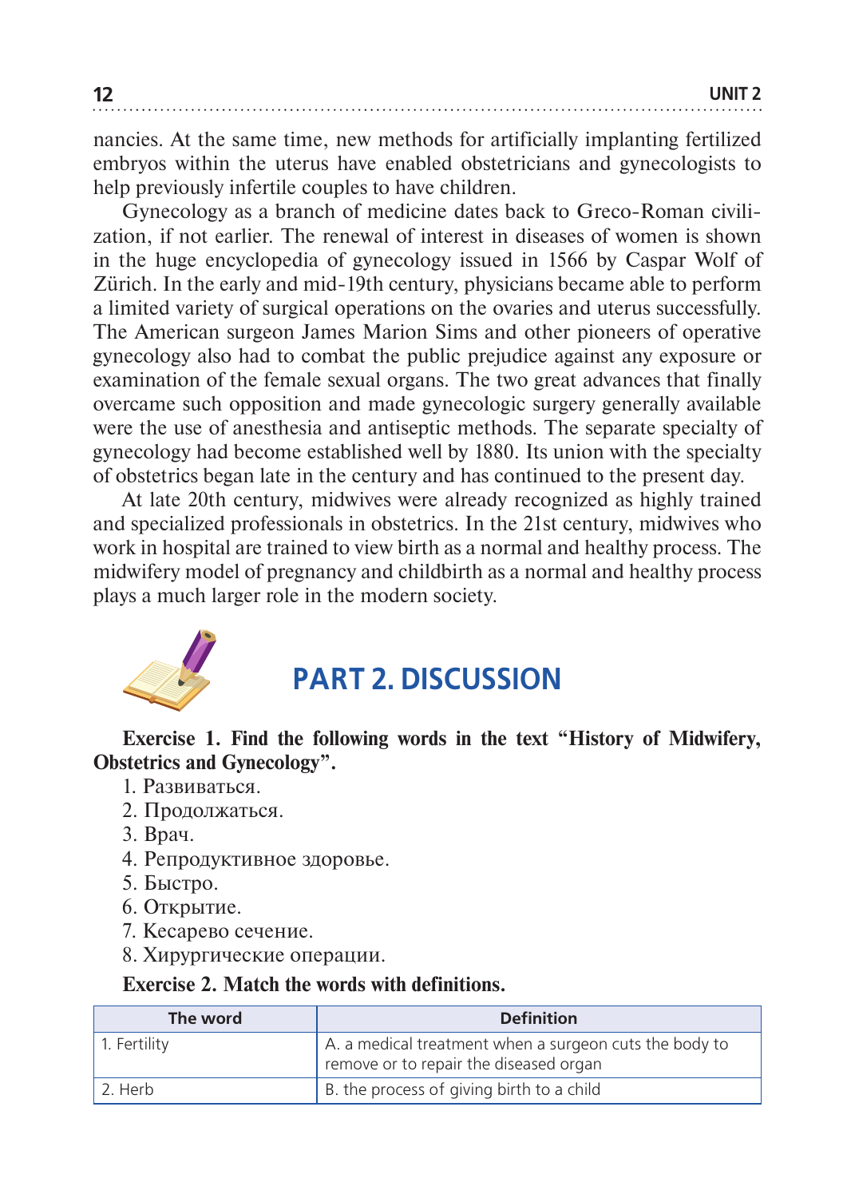nancies. At the same time, new methods for artificially implanting fertilized embryos within the uterus have enabled obstetricians and gynecologists to help previously infertile couples to have children.

Gynecology as a branch of medicine dates back to Greco-Roman civilization, if not earlier. The renewal of interest in diseases of women is shown in the huge encyclopedia of gynecology issued in 1566 by Caspar Wolf of Zürich. In the early and mid-19th century, physicians became able to perform a limited variety of surgical operations on the ovaries and uterus successfully. The American surgeon James Marion Sims and other pioneers of operative gynecology also had to combat the public prejudice against any exposure or examination of the female sexual organs. The two great advances that finally overcame such opposition and made gynecologic surgery generally available were the use of anesthesia and antiseptic methods. The separate specialty of gynecology had become established well by 1880. Its union with the specialty of obstetrics began late in the century and has continued to the present day.

At late 20th century, midwives were already recognized as highly trained and specialized professionals in obstetrics. In the 21st century, midwives who work in hospital are trained to view birth as a normal and healthy process. The midwifery model of pregnancy and childbirth as a normal and healthy process plays a much larger role in the modern society.

## PART 2. DISCUSSION

**Exercise 1. Find the following words in the text “History of Midwifery, Obstetrics and Gynecology”.**

1. Развиваться.
2. Продолжаться.
3. Врач.
4. Репродуктивное здоровье.
5. Быстро.
6. Открытие.
7. Кесарево сечение.
8. Хирургические операции.

**Exercise 2. Match the words with definitions.**

| The word | Definition |
|---|---|
| 1. Fertility | A. a medical treatment when a surgeon cuts the body to remove or to repair the diseased organ |
| 2. Herb | B. the process of giving birth to a child |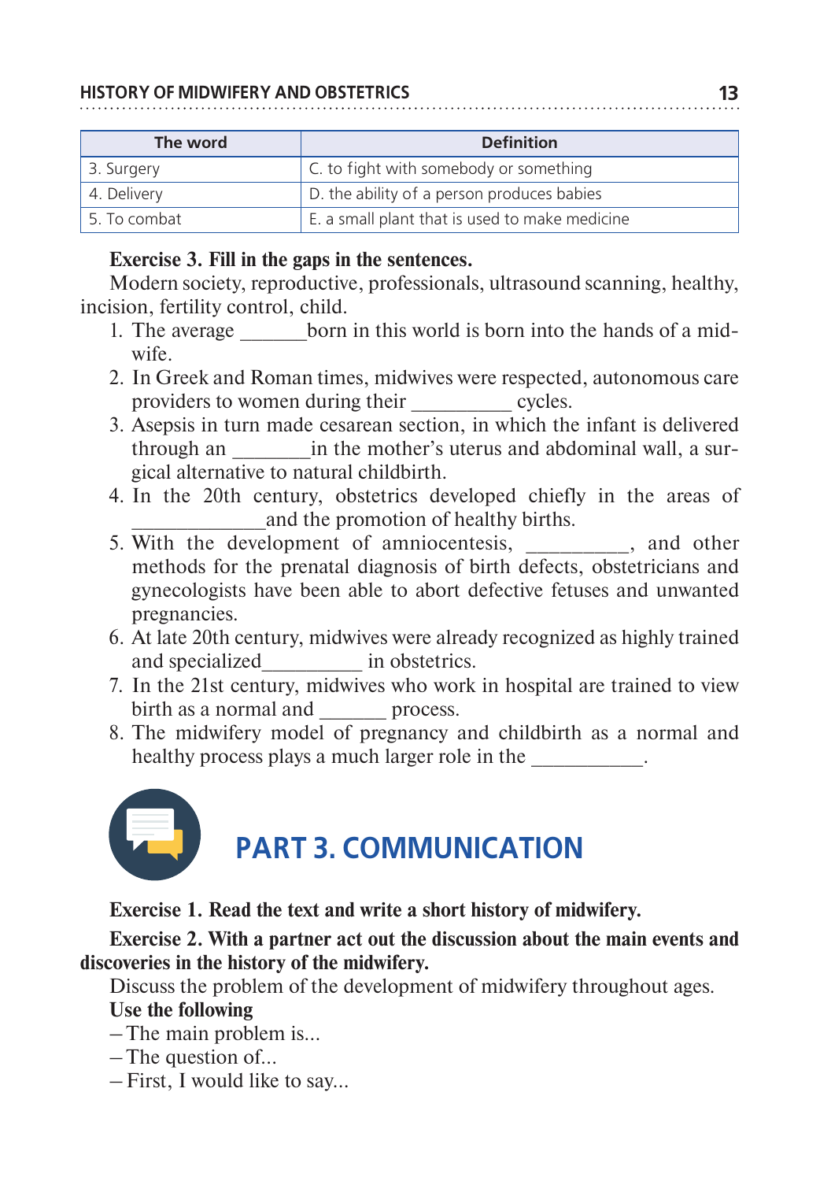| The word | Definition |
|---|---|
| 3. Surgery | C. to fight with somebody or something |
| 4. Delivery | D. the ability of a person produces babies |
| 5. To combat | E. a small plant that is used to make medicine |

**Exercise 3. Fill in the gaps in the sentences.**

Modern society, reproductive, professionals, ultrasound scanning, healthy, incision, fertility control, child.

1. The average ______born in this world is born into the hands of a midwife.
2. In Greek and Roman times, midwives were respected, autonomous care providers to women during their _________ cycles.
3. Asepsis in turn made cesarean section, in which the infant is delivered through an _______in the mother's uterus and abdominal wall, a surgical alternative to natural childbirth.
4. In the 20th century, obstetrics developed chiefly in the areas of ____________and the promotion of healthy births.
5. With the development of amniocentesis, _________, and other methods for the prenatal diagnosis of birth defects, obstetricians and gynecologists have been able to abort defective fetuses and unwanted pregnancies.
6. At late 20th century, midwives were already recognized as highly trained and specialized_________ in obstetrics.
7. In the 21st century, midwives who work in hospital are trained to view birth as a normal and ______ process.
8. The midwifery model of pregnancy and childbirth as a normal and healthy process plays a much larger role in the __________.

# PART 3. COMMUNICATION

**Exercise 1. Read the text and write a short history of midwifery.**

**Exercise 2. With a partner act out the discussion about the main events and discoveries in the history of the midwifery.**

Discuss the problem of the development of midwifery throughout ages.

**Use the following**

– The main problem is...
– The question of...
– First, I would like to say...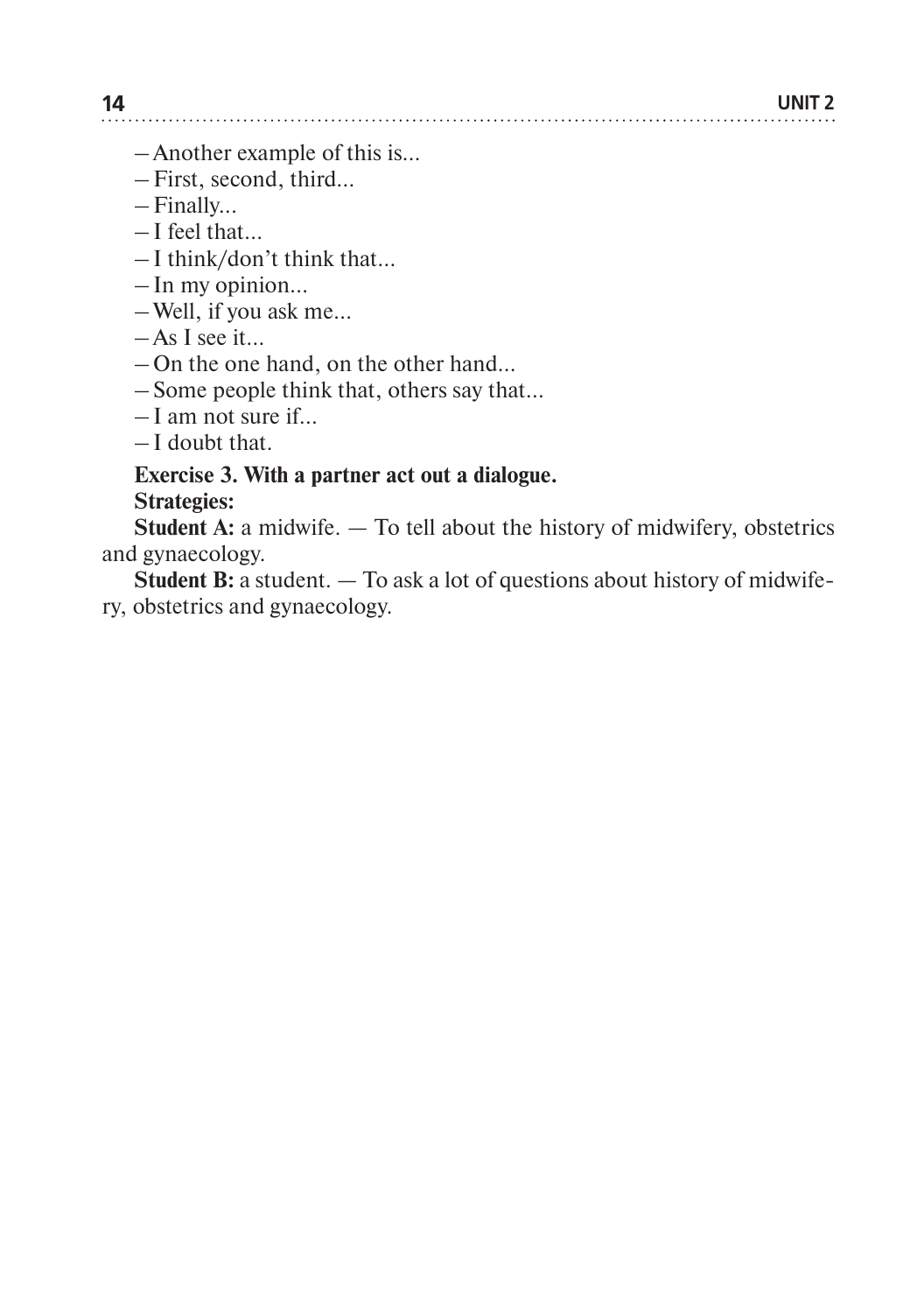– Another example of this is...
– First, second, third...
– Finally...
– I feel that...
– I think/don't think that...
– In my opinion...
– Well, if you ask me...
– As I see it...
– On the one hand, on the other hand...
– Some people think that, others say that...
– I am not sure if...
– I doubt that.

**Exercise 3. With a partner act out a dialogue.**

**Strategies:**

**Student A:** a midwife. — To tell about the history of midwifery, obstetrics and gynaecology.

**Student B:** a student. — To ask a lot of questions about history of midwifery, obstetrics and gynaecology.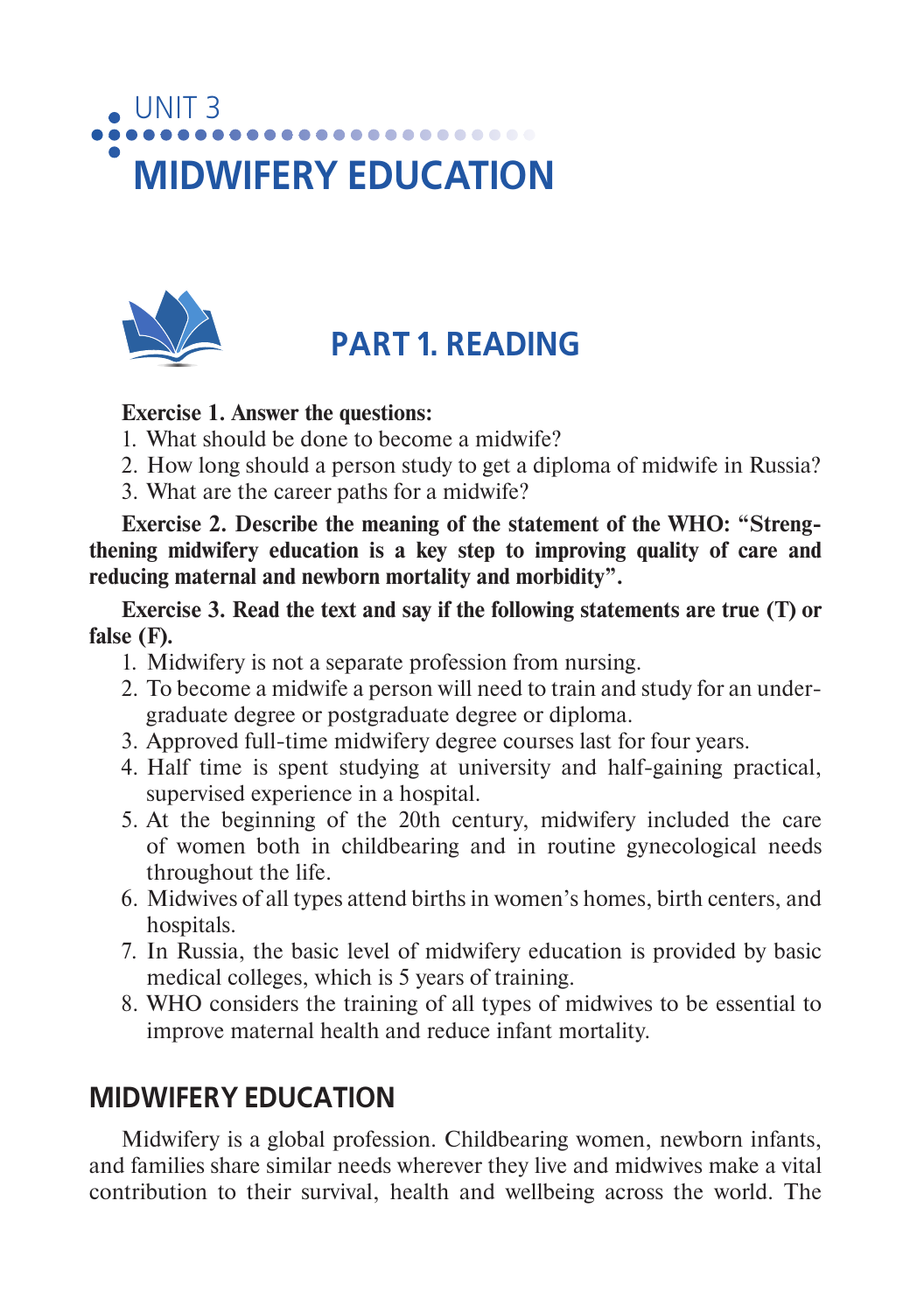# UNIT 3
# MIDWIFERY EDUCATION

## PART 1. READING

**Exercise 1. Answer the questions:**

1. What should be done to become a midwife?
2. How long should a person study to get a diploma of midwife in Russia?
3. What are the career paths for a midwife?

**Exercise 2. Describe the meaning of the statement of the WHO: "Strengthening midwifery education is a key step to improving quality of care and reducing maternal and newborn mortality and morbidity".**

**Exercise 3. Read the text and say if the following statements are true (T) or false (F).**

1. Midwifery is not a separate profession from nursing.
2. To become a midwife a person will need to train and study for an undergraduate degree or postgraduate degree or diploma.
3. Approved full-time midwifery degree courses last for four years.
4. Half time is spent studying at university and half-gaining practical, supervised experience in a hospital.
5. At the beginning of the 20th century, midwifery included the care of women both in childbearing and in routine gynecological needs throughout the life.
6. Midwives of all types attend births in women's homes, birth centers, and hospitals.
7. In Russia, the basic level of midwifery education is provided by basic medical colleges, which is 5 years of training.
8. WHO considers the training of all types of midwives to be essential to improve maternal health and reduce infant mortality.

## MIDWIFERY EDUCATION

Midwifery is a global profession. Childbearing women, newborn infants, and families share similar needs wherever they live and midwives make a vital contribution to their survival, health and wellbeing across the world. The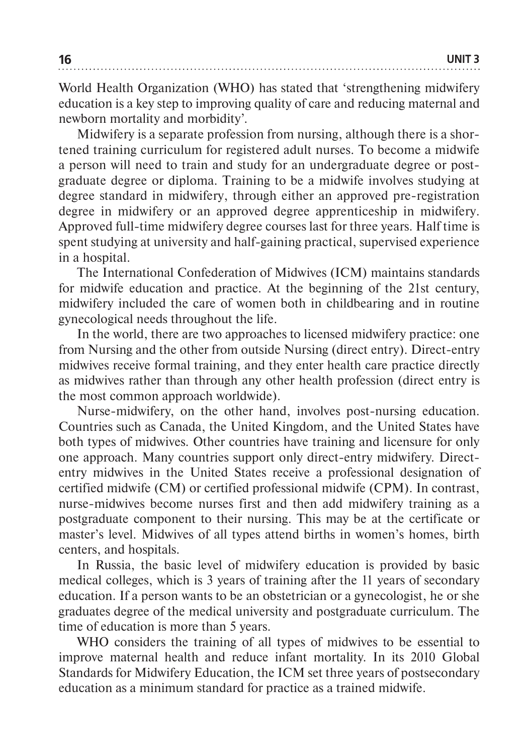World Health Organization (WHO) has stated that 'strengthening midwifery education is a key step to improving quality of care and reducing maternal and newborn mortality and morbidity'.

Midwifery is a separate profession from nursing, although there is a shortened training curriculum for registered adult nurses. To become a midwife a person will need to train and study for an undergraduate degree or postgraduate degree or diploma. Training to be a midwife involves studying at degree standard in midwifery, through either an approved pre-registration degree in midwifery or an approved degree apprenticeship in midwifery. Approved full-time midwifery degree courses last for three years. Half time is spent studying at university and half-gaining practical, supervised experience in a hospital.

The International Confederation of Midwives (ICM) maintains standards for midwife education and practice. At the beginning of the 21st century, midwifery included the care of women both in childbearing and in routine gynecological needs throughout the life.

In the world, there are two approaches to licensed midwifery practice: one from Nursing and the other from outside Nursing (direct entry). Direct-entry midwives receive formal training, and they enter health care practice directly as midwives rather than through any other health profession (direct entry is the most common approach worldwide).

Nurse-midwifery, on the other hand, involves post-nursing education. Countries such as Canada, the United Kingdom, and the United States have both types of midwives. Other countries have training and licensure for only one approach. Many countries support only direct-entry midwifery. Direct-entry midwives in the United States receive a professional designation of certified midwife (CM) or certified professional midwife (CPM). In contrast, nurse-midwives become nurses first and then add midwifery training as a postgraduate component to their nursing. This may be at the certificate or master's level. Midwives of all types attend births in women's homes, birth centers, and hospitals.

In Russia, the basic level of midwifery education is provided by basic medical colleges, which is 3 years of training after the 11 years of secondary education. If a person wants to be an obstetrician or a gynecologist, he or she graduates degree of the medical university and postgraduate curriculum. The time of education is more than 5 years.

WHO considers the training of all types of midwives to be essential to improve maternal health and reduce infant mortality. In its 2010 Global Standards for Midwifery Education, the ICM set three years of postsecondary education as a minimum standard for practice as a trained midwife.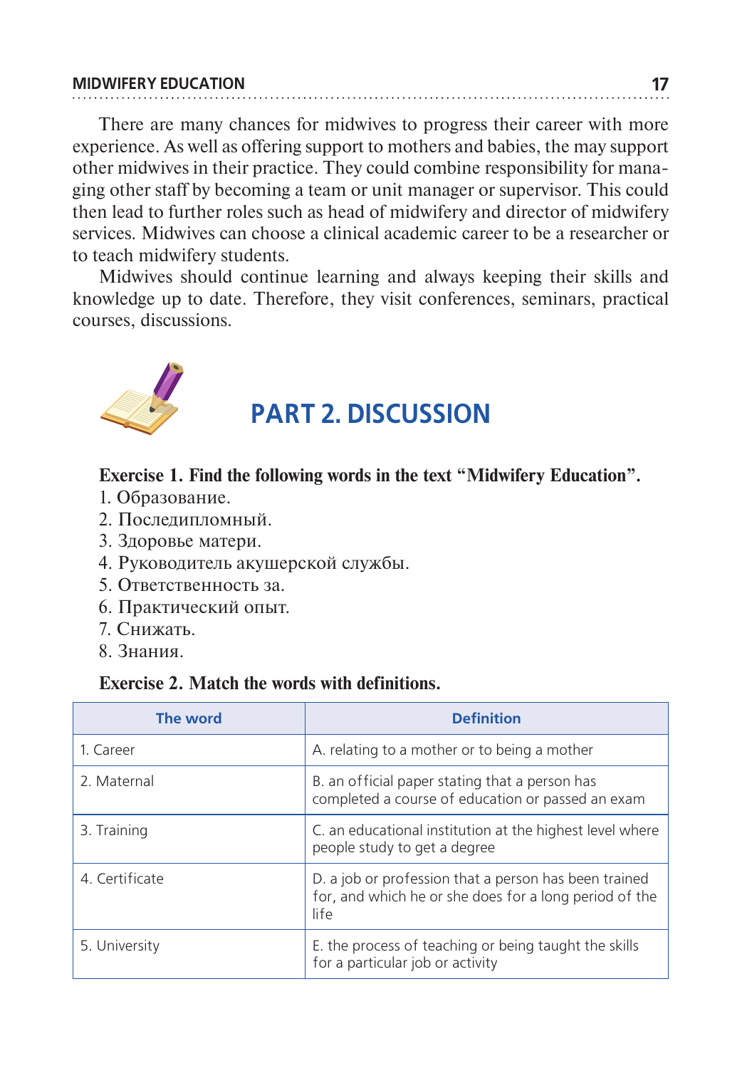There are many chances for midwives to progress their career with more experience. As well as offering support to mothers and babies, the may support other midwives in their practice. They could combine responsibility for managing other staff by becoming a team or unit manager or supervisor. This could then lead to further roles such as head of midwifery and director of midwifery services. Midwives can choose a clinical academic career to be a researcher or to teach midwifery students.

Midwives should continue learning and always keeping their skills and knowledge up to date. Therefore, they visit conferences, seminars, practical courses, discussions.

## PART 2. DISCUSSION

**Exercise 1. Find the following words in the text "Midwifery Education".**

1. Образование.
2. Последипломный.
3. Здоровье матери.
4. Руководитель акушерской службы.
5. Ответственность за.
6. Практический опыт.
7. Снижать.
8. Знания.

**Exercise 2. Match the words with definitions.**

| The word | Definition |
|---|---|
| 1. Career | A. relating to a mother or to being a mother |
| 2. Maternal | B. an official paper stating that a person has completed a course of education or passed an exam |
| 3. Training | C. an educational institution at the highest level where people study to get a degree |
| 4. Certificate | D. a job or profession that a person has been trained for, and which he or she does for a long period of the life |
| 5. University | E. the process of teaching or being taught the skills for a particular job or activity |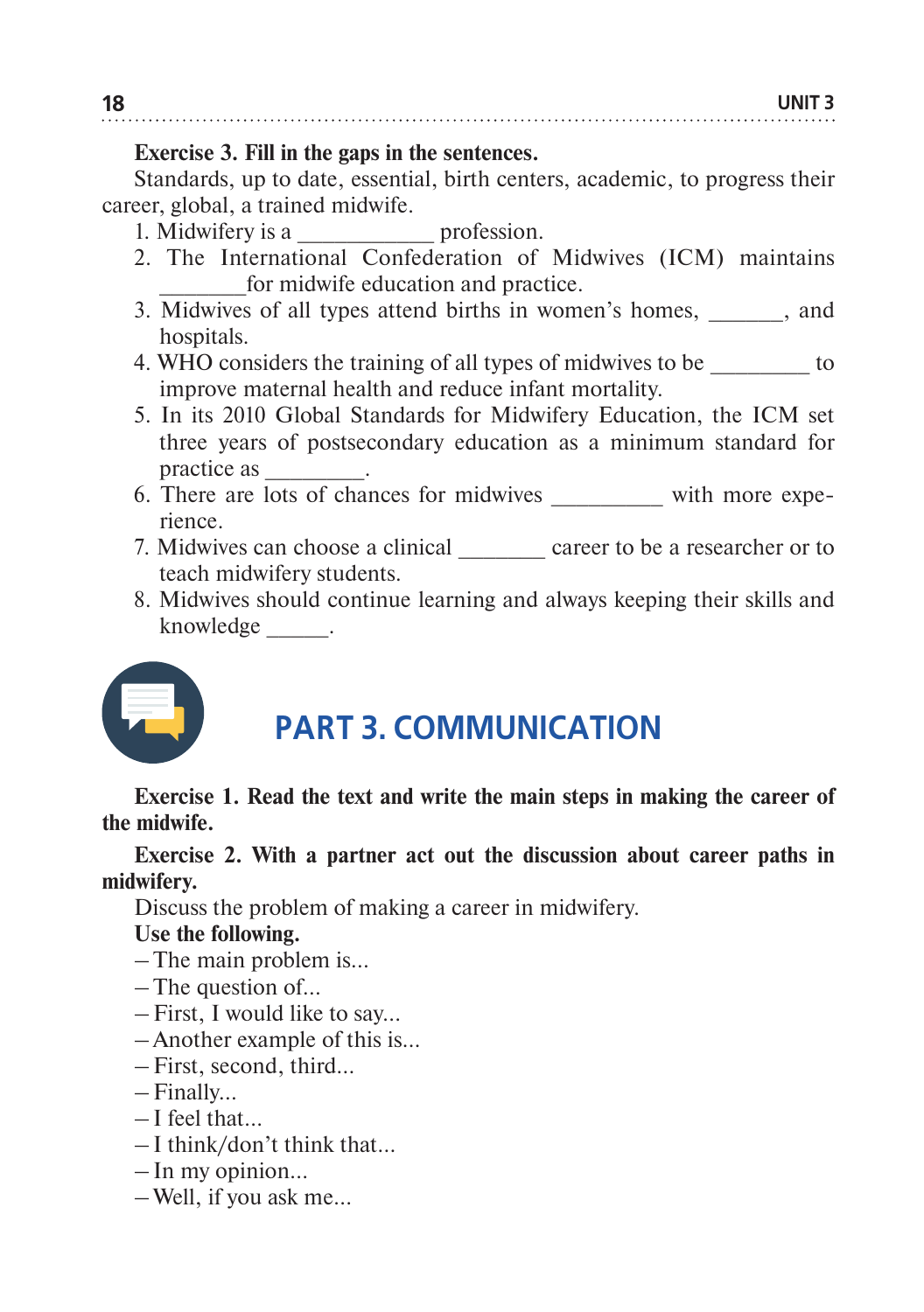**Exercise 3. Fill in the gaps in the sentences.**

Standards, up to date, essential, birth centers, academic, to progress their career, global, a trained midwife.

1. Midwifery is a ____________ profession.
2. The International Confederation of Midwives (ICM) maintains ________for midwife education and practice.
3. Midwives of all types attend births in women's homes, _______, and hospitals.
4. WHO considers the training of all types of midwives to be _________ to improve maternal health and reduce infant mortality.
5. In its 2010 Global Standards for Midwifery Education, the ICM set three years of postsecondary education as a minimum standard for practice as _________.
6. There are lots of chances for midwives __________ with more experience.
7. Midwives can choose a clinical ________ career to be a researcher or to teach midwifery students.
8. Midwives should continue learning and always keeping their skills and knowledge ______.

## PART 3. COMMUNICATION

**Exercise 1. Read the text and write the main steps in making the career of the midwife.**

**Exercise 2. With a partner act out the discussion about career paths in midwifery.**

Discuss the problem of making a career in midwifery.

**Use the following.**

– The main problem is...
– The question of...
– First, I would like to say...
– Another example of this is...
– First, second, third...
– Finally...
– I feel that...
– I think/don't think that...
– In my opinion...
– Well, if you ask me...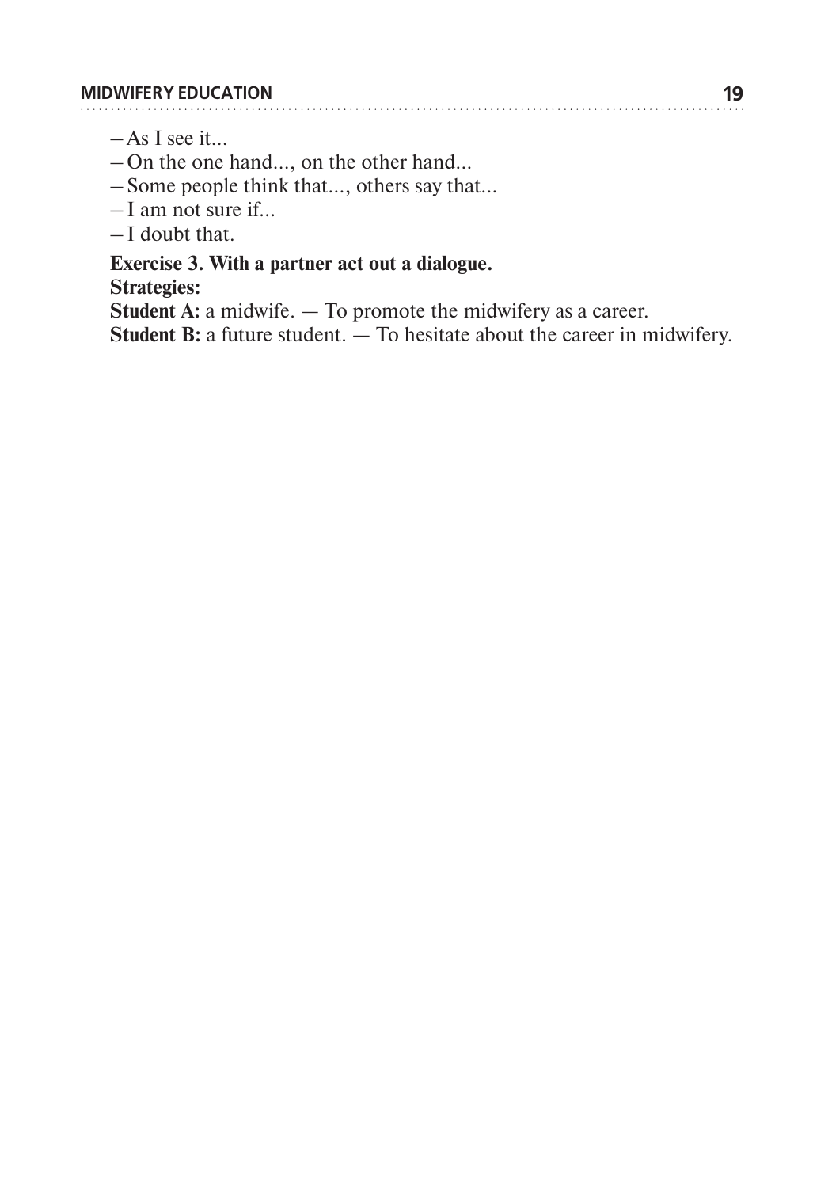– As I see it...
– On the one hand..., on the other hand...
– Some people think that..., others say that...
– I am not sure if...
– I doubt that.

**Exercise 3. With a partner act out a dialogue.**

**Strategies:**

**Student A:** a midwife. — To promote the midwifery as a career.

**Student B:** a future student. — To hesitate about the career in midwifery.